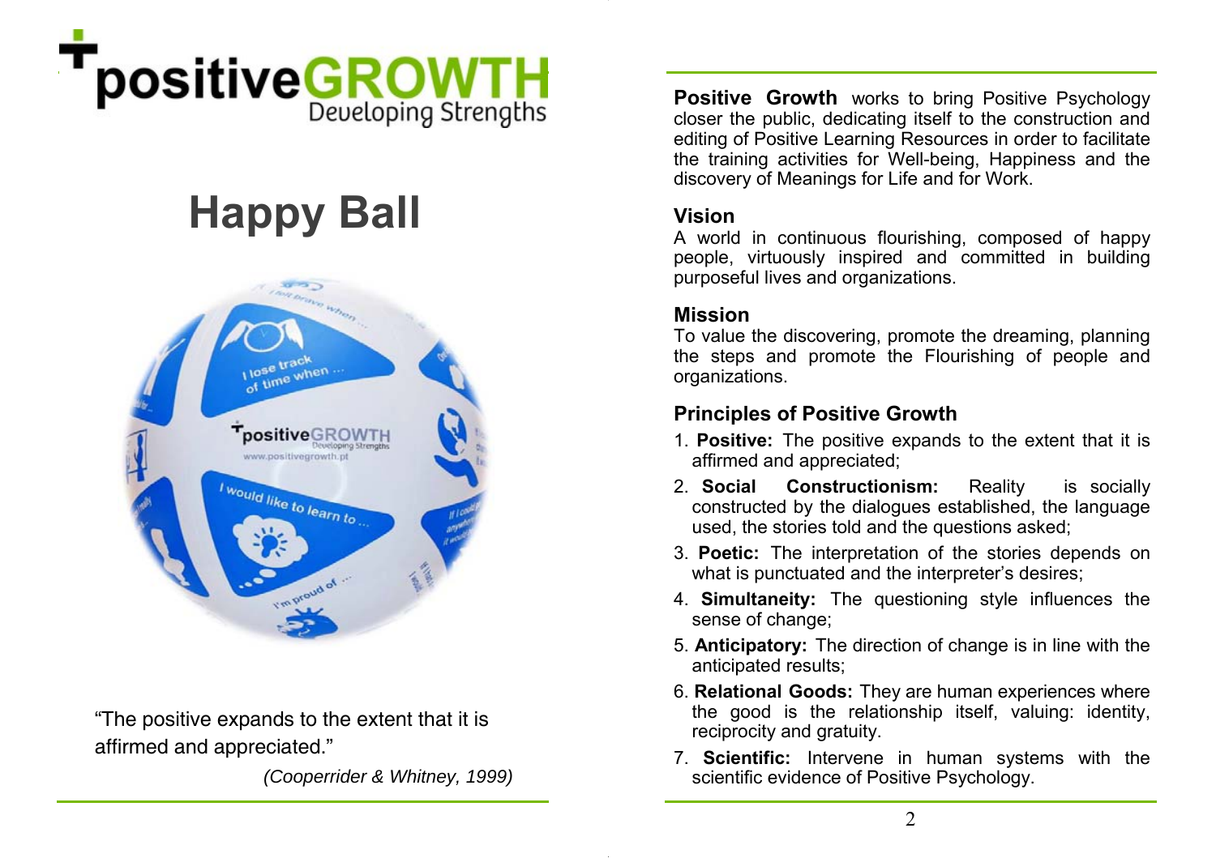**positiveGROWTH**
Developing Strengths

# Happy Ball

"The positive expands to the extent that it is affirmed and appreciated."

*(Cooperrider & Whitney, 1999)*

**Positive Growth** works to bring Positive Psychology closer the public, dedicating itself to the construction and editing of Positive Learning Resources in order to facilitate the training activities for Well-being, Happiness and the discovery of Meanings for Life and for Work.

## Vision

A world in continuous flourishing, composed of happy people, virtuously inspired and committed in building purposeful lives and organizations.

## Mission

To value the discovering, promote the dreaming, planning the steps and promote the Flourishing of people and organizations.

## Principles of Positive Growth

1. **Positive:** The positive expands to the extent that it is affirmed and appreciated;
2. **Social Constructionism:** Reality is socially constructed by the dialogues established, the language used, the stories told and the questions asked;
3. **Poetic:** The interpretation of the stories depends on what is punctuated and the interpreter's desires;
4. **Simultaneity:** The questioning style influences the sense of change;
5. **Anticipatory:** The direction of change is in line with the anticipated results;
6. **Relational Goods:** They are human experiences where the good is the relationship itself, valuing: identity, reciprocity and gratuity.
7. **Scientific:** Intervene in human systems with the scientific evidence of Positive Psychology.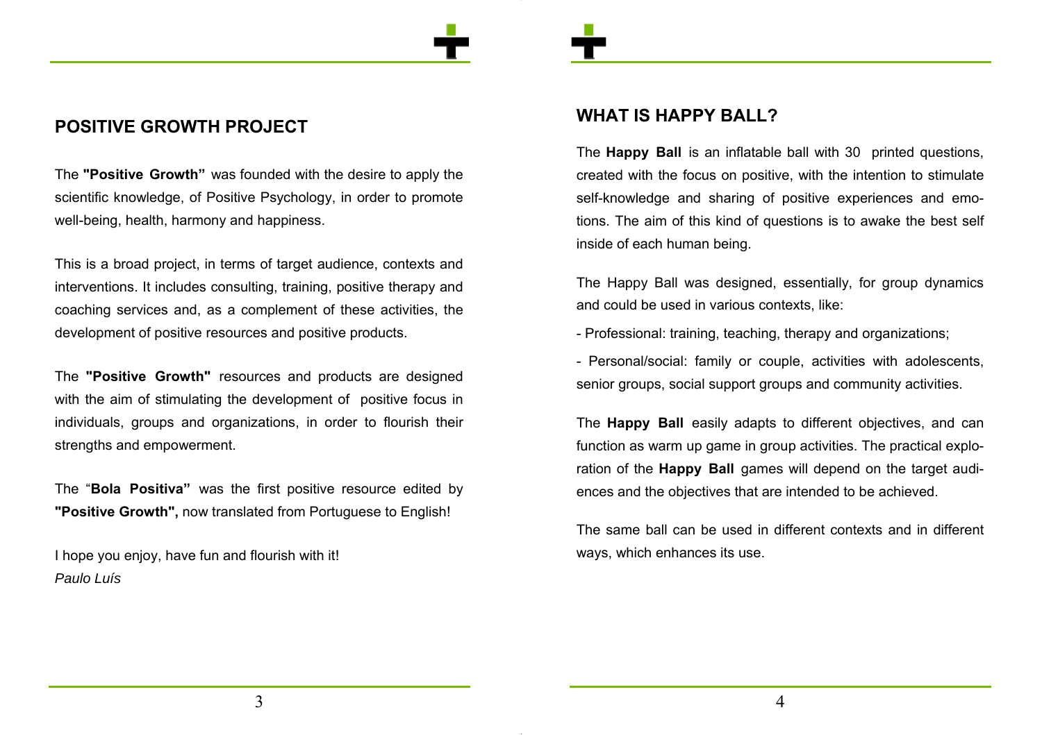## POSITIVE GROWTH PROJECT

The **"Positive Growth"** was founded with the desire to apply the scientific knowledge, of Positive Psychology, in order to promote well-being, health, harmony and happiness.

This is a broad project, in terms of target audience, contexts and interventions. It includes consulting, training, positive therapy and coaching services and, as a complement of these activities, the development of positive resources and positive products.

The **"Positive Growth"** resources and products are designed with the aim of stimulating the development of positive focus in individuals, groups and organizations, in order to flourish their strengths and empowerment.

The "**Bola Positiva"** was the first positive resource edited by **"Positive Growth",** now translated from Portuguese to English!

I hope you enjoy, have fun and flourish with it!
*Paulo Luís*

## WHAT IS HAPPY BALL?

The **Happy Ball** is an inflatable ball with 30 printed questions, created with the focus on positive, with the intention to stimulate self-knowledge and sharing of positive experiences and emotions. The aim of this kind of questions is to awake the best self inside of each human being.

The Happy Ball was designed, essentially, for group dynamics and could be used in various contexts, like:

- Professional: training, teaching, therapy and organizations;
- Personal/social: family or couple, activities with adolescents, senior groups, social support groups and community activities.

The **Happy Ball** easily adapts to different objectives, and can function as warm up game in group activities. The practical exploration of the **Happy Ball** games will depend on the target audiences and the objectives that are intended to be achieved.

The same ball can be used in different contexts and in different ways, which enhances its use.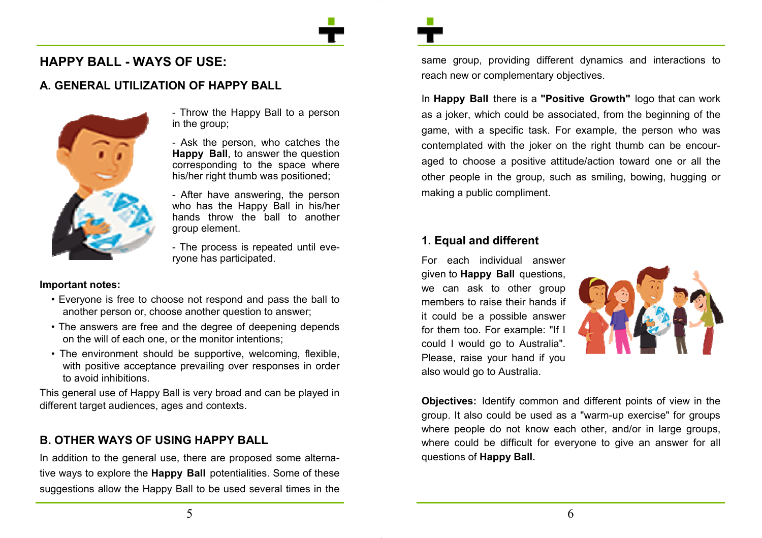# HAPPY BALL - WAYS OF USE:

## A. GENERAL UTILIZATION OF HAPPY BALL

- Throw the Happy Ball to a person in the group;

- Ask the person, who catches the **Happy Ball**, to answer the question corresponding to the space where his/her right thumb was positioned;

- After have answering, the person who has the Happy Ball in his/her hands throw the ball to another group element.

- The process is repeated until everyone has participated.

**Important notes:**

- Everyone is free to choose not respond and pass the ball to another person or, choose another question to answer;
- The answers are free and the degree of deepening depends on the will of each one, or the monitor intentions;
- The environment should be supportive, welcoming, flexible, with positive acceptance prevailing over responses in order to avoid inhibitions.

This general use of Happy Ball is very broad and can be played in different target audiences, ages and contexts.

## B. OTHER WAYS OF USING HAPPY BALL

In addition to the general use, there are proposed some alternative ways to explore the **Happy Ball** potentialities. Some of these suggestions allow the Happy Ball to be used several times in the same group, providing different dynamics and interactions to reach new or complementary objectives.

In **Happy Ball** there is a **"Positive Growth"** logo that can work as a joker, which could be associated, from the beginning of the game, with a specific task. For example, the person who was contemplated with the joker on the right thumb can be encouraged to choose a positive attitude/action toward one or all the other people in the group, such as smiling, bowing, hugging or making a public compliment.

### 1. Equal and different

For each individual answer given to **Happy Ball** questions, we can ask to other group members to raise their hands if it could be a possible answer for them too. For example: "If I could I would go to Australia". Please, raise your hand if you also would go to Australia.

**Objectives:** Identify common and different points of view in the group. It also could be used as a "warm-up exercise" for groups where people do not know each other, and/or in large groups, where could be difficult for everyone to give an answer for all questions of **Happy Ball.**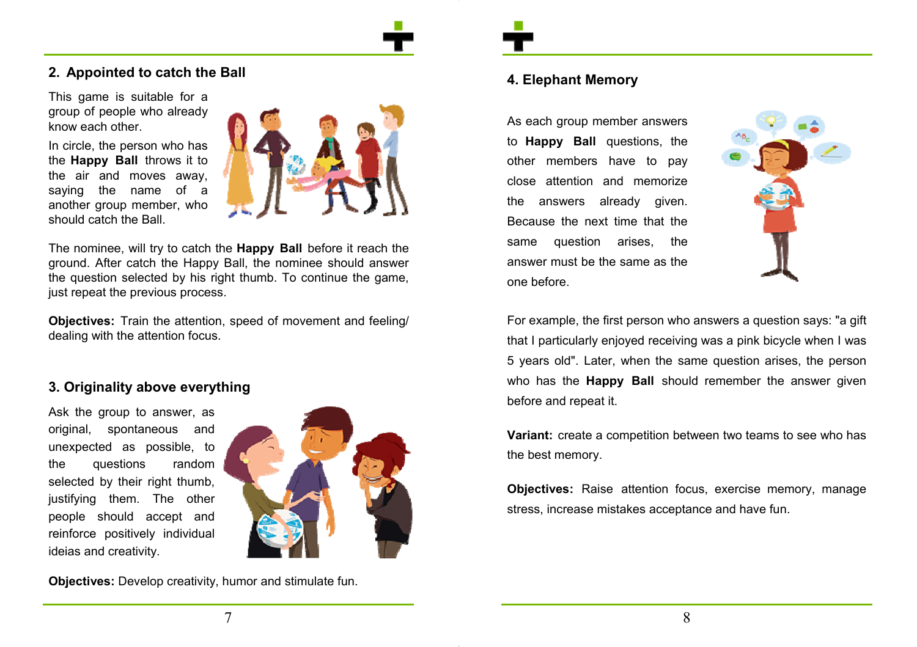## 2. Appointed to catch the Ball

This game is suitable for a group of people who already know each other.

In circle, the person who has the **Happy Ball** throws it to the air and moves away, saying the name of a another group member, who should catch the Ball.

The nominee, will try to catch the **Happy Ball** before it reach the ground. After catch the Happy Ball, the nominee should answer the question selected by his right thumb. To continue the game, just repeat the previous process.

**Objectives:** Train the attention, speed of movement and feeling/ dealing with the attention focus.

## 3. Originality above everything

Ask the group to answer, as original, spontaneous and unexpected as possible, to the questions random selected by their right thumb, justifying them. The other people should accept and reinforce positively individual ideias and creativity.

**Objectives:** Develop creativity, humor and stimulate fun.

## 4. Elephant Memory

As each group member answers to **Happy Ball** questions, the other members have to pay close attention and memorize the answers already given. Because the next time that the same question arises, the answer must be the same as the one before.

For example, the first person who answers a question says: "a gift that I particularly enjoyed receiving was a pink bicycle when I was 5 years old". Later, when the same question arises, the person who has the **Happy Ball** should remember the answer given before and repeat it.

**Variant:** create a competition between two teams to see who has the best memory.

**Objectives:** Raise attention focus, exercise memory, manage stress, increase mistakes acceptance and have fun.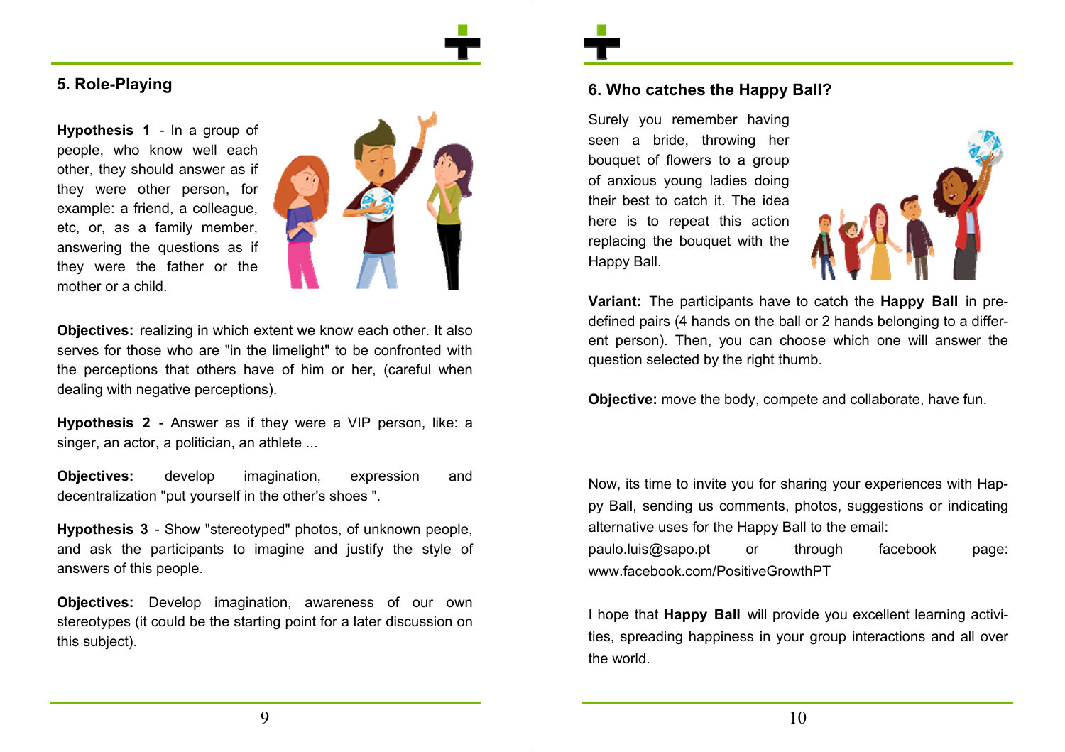## 5. Role-Playing

**Hypothesis 1** - In a group of people, who know well each other, they should answer as if they were other person, for example: a friend, a colleague, etc, or, as a family member, answering the questions as if they were the father or the mother or a child.

**Objectives:** realizing in which extent we know each other. It also serves for those who are "in the limelight" to be confronted with the perceptions that others have of him or her, (careful when dealing with negative perceptions).

**Hypothesis 2** - Answer as if they were a VIP person, like: a singer, an actor, a politician, an athlete ...

**Objectives:** develop imagination, expression and decentralization "put yourself in the other's shoes ".

**Hypothesis 3** - Show "stereotyped" photos, of unknown people, and ask the participants to imagine and justify the style of answers of this people.

**Objectives:** Develop imagination, awareness of our own stereotypes (it could be the starting point for a later discussion on this subject).

## 6. Who catches the Happy Ball?

Surely you remember having seen a bride, throwing her bouquet of flowers to a group of anxious young ladies doing their best to catch it. The idea here is to repeat this action replacing the bouquet with the Happy Ball.

**Variant:** The participants have to catch the **Happy Ball** in pre-defined pairs (4 hands on the ball or 2 hands belonging to a different person). Then, you can choose which one will answer the question selected by the right thumb.

**Objective:** move the body, compete and collaborate, have fun.

Now, its time to invite you for sharing your experiences with Happy Ball, sending us comments, photos, suggestions or indicating alternative uses for the Happy Ball to the email:
paulo.luis@sapo.pt or through facebook page:
www.facebook.com/PositiveGrowthPT

I hope that **Happy Ball** will provide you excellent learning activities, spreading happiness in your group interactions and all over the world.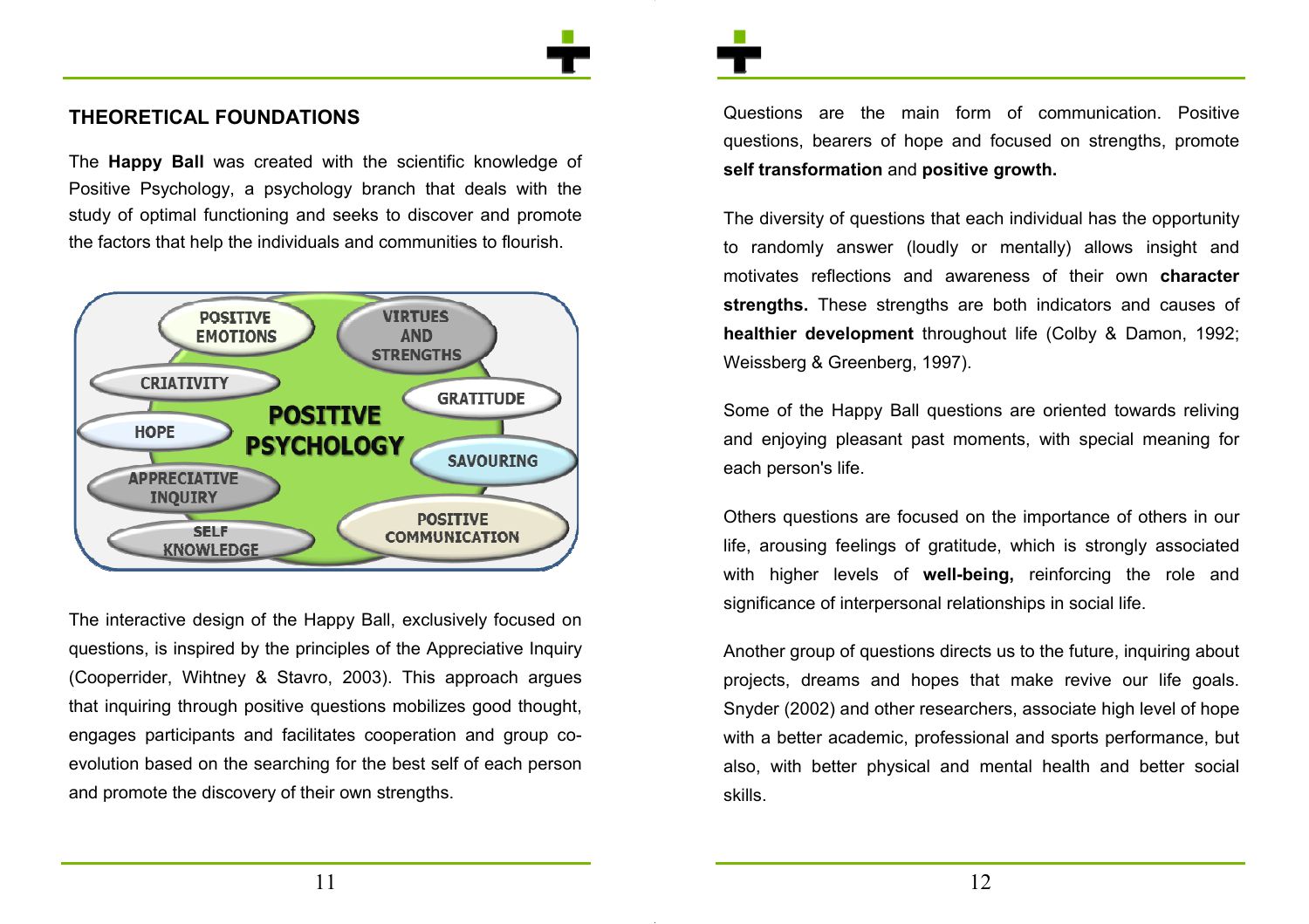## THEORETICAL FOUNDATIONS

The **Happy Ball** was created with the scientific knowledge of Positive Psychology, a psychology branch that deals with the study of optimal functioning and seeks to discover and promote the factors that help the individuals and communities to flourish.

**POSITIVE PSYCHOLOGY**

- POSITIVE EMOTIONS
- VIRTUES AND STRENGTHS
- CRIATIVITY
- GRATITUDE
- HOPE
- SAVOURING
- APPRECIATIVE INQUIRY
- POSITIVE COMMUNICATION
- SELF KNOWLEDGE

The interactive design of the Happy Ball, exclusively focused on questions, is inspired by the principles of the Appreciative Inquiry (Cooperrider, Wihtney & Stavro, 2003). This approach argues that inquiring through positive questions mobilizes good thought, engages participants and facilitates cooperation and group co-evolution based on the searching for the best self of each person and promote the discovery of their own strengths.

Questions are the main form of communication. Positive questions, bearers of hope and focused on strengths, promote **self transformation** and **positive growth.**

The diversity of questions that each individual has the opportunity to randomly answer (loudly or mentally) allows insight and motivates reflections and awareness of their own **character strengths.** These strengths are both indicators and causes of **healthier development** throughout life (Colby & Damon, 1992; Weissberg & Greenberg, 1997).

Some of the Happy Ball questions are oriented towards reliving and enjoying pleasant past moments, with special meaning for each person's life.

Others questions are focused on the importance of others in our life, arousing feelings of gratitude, which is strongly associated with higher levels of **well-being,** reinforcing the role and significance of interpersonal relationships in social life.

Another group of questions directs us to the future, inquiring about projects, dreams and hopes that make revive our life goals. Snyder (2002) and other researchers, associate high level of hope with a better academic, professional and sports performance, but also, with better physical and mental health and better social skills.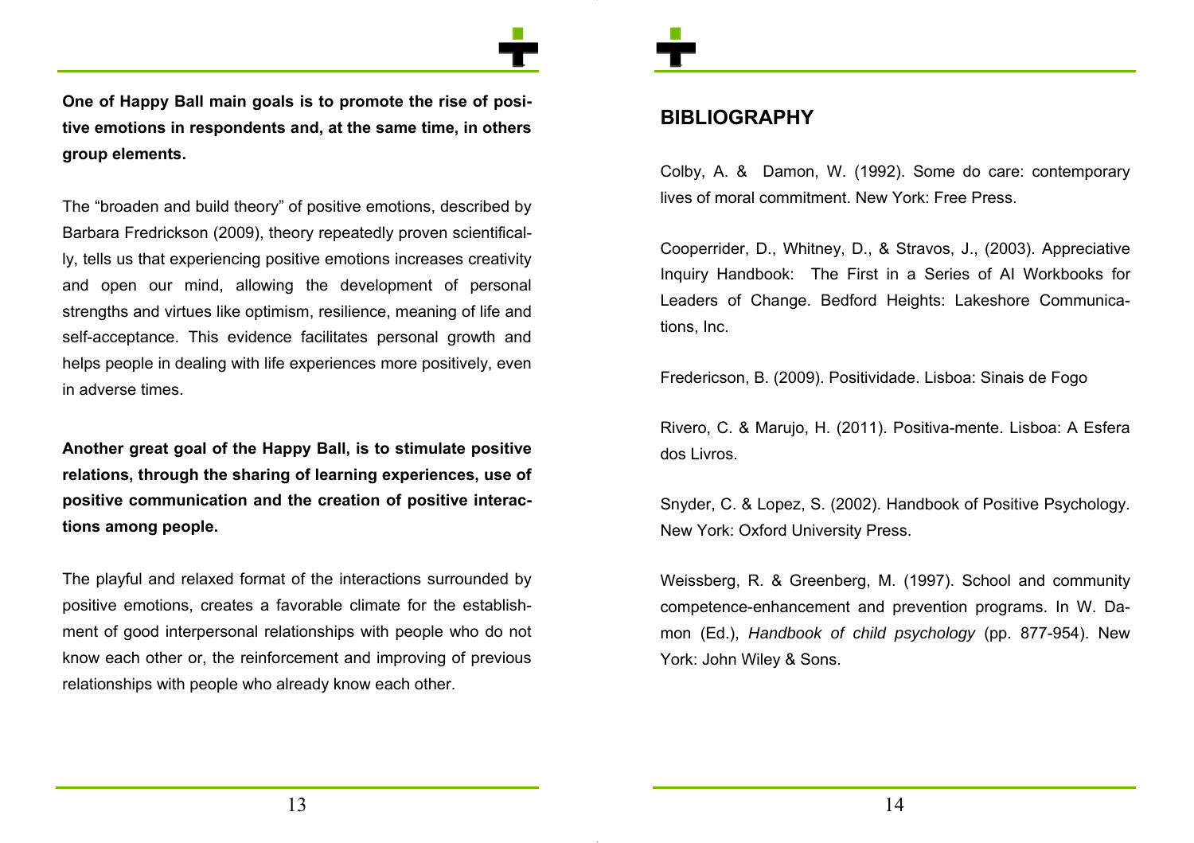**One of Happy Ball main goals is to promote the rise of positive emotions in respondents and, at the same time, in others group elements.**

The "broaden and build theory" of positive emotions, described by Barbara Fredrickson (2009), theory repeatedly proven scientifically, tells us that experiencing positive emotions increases creativity and open our mind, allowing the development of personal strengths and virtues like optimism, resilience, meaning of life and self-acceptance. This evidence facilitates personal growth and helps people in dealing with life experiences more positively, even in adverse times.

**Another great goal of the Happy Ball, is to stimulate positive relations, through the sharing of learning experiences, use of positive communication and the creation of positive interactions among people.**

The playful and relaxed format of the interactions surrounded by positive emotions, creates a favorable climate for the establishment of good interpersonal relationships with people who do not know each other or, the reinforcement and improving of previous relationships with people who already know each other.

## BIBLIOGRAPHY

Colby, A. & Damon, W. (1992). Some do care: contemporary lives of moral commitment. New York: Free Press.

Cooperrider, D., Whitney, D., & Stravos, J., (2003). Appreciative Inquiry Handbook: The First in a Series of AI Workbooks for Leaders of Change. Bedford Heights: Lakeshore Communications, Inc.

Fredericson, B. (2009). Positividade. Lisboa: Sinais de Fogo

Rivero, C. & Marujo, H. (2011). Positiva-mente. Lisboa: A Esfera dos Livros.

Snyder, C. & Lopez, S. (2002). Handbook of Positive Psychology. New York: Oxford University Press.

Weissberg, R. & Greenberg, M. (1997). School and community competence-enhancement and prevention programs. In W. Damon (Ed.), *Handbook of child psychology* (pp. 877-954). New York: John Wiley & Sons.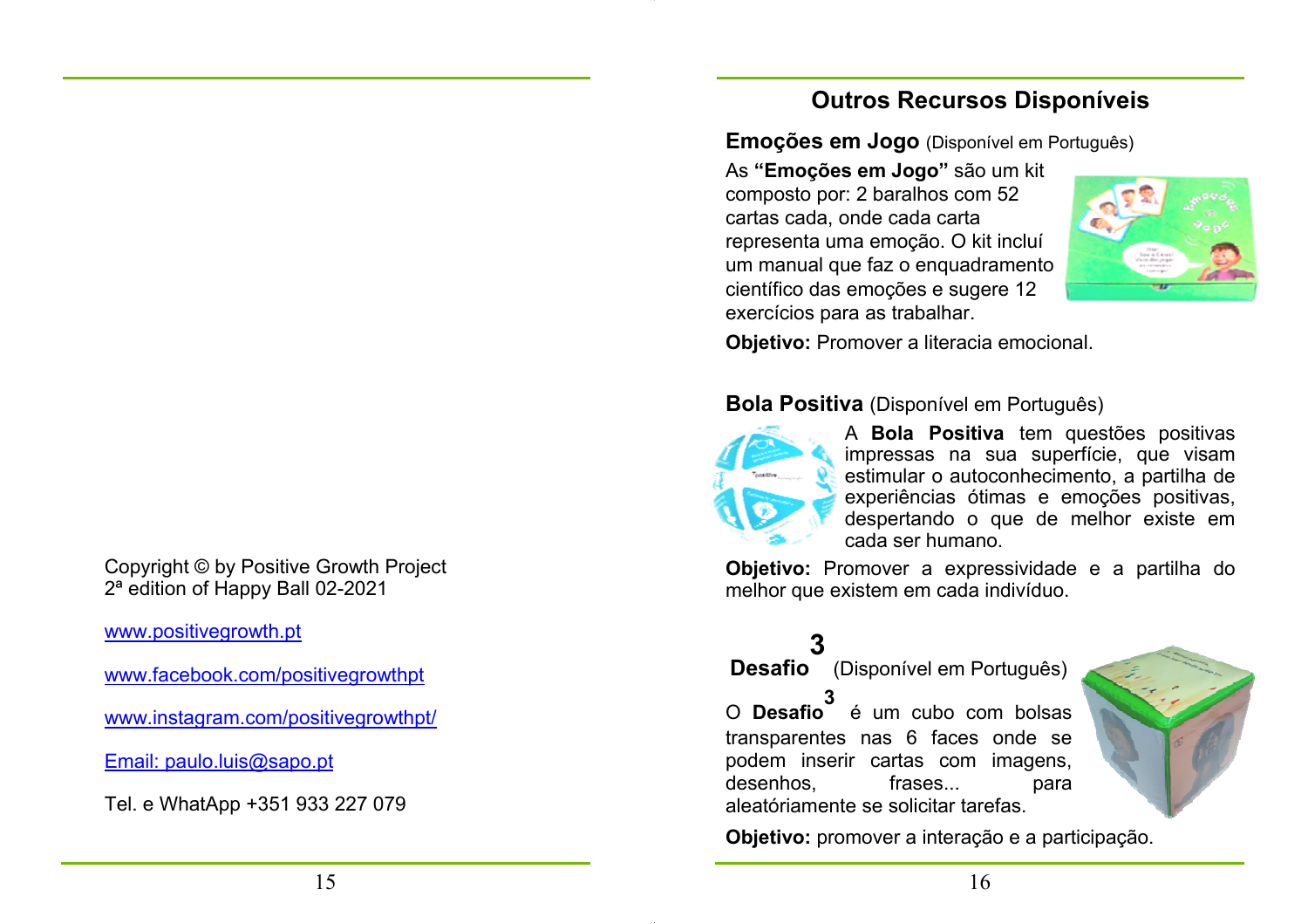Copyright © by Positive Growth Project
2ª edition of Happy Ball 02-2021

www.positivegrowth.pt

www.facebook.com/positivegrowthpt

www.instagram.com/positivegrowthpt/

Email: paulo.luis@sapo.pt

Tel. e WhatApp +351 933 227 079

## Outros Recursos Disponíveis

### Emoções em Jogo (Disponível em Português)

As **"Emoções em Jogo"** são um kit composto por: 2 baralhos com 52 cartas cada, onde cada carta representa uma emoção. O kit incluí um manual que faz o enquadramento científico das emoções e sugere 12 exercícios para as trabalhar.

**Objetivo:** Promover a literacia emocional.

### Bola Positiva (Disponível em Português)

A **Bola Positiva** tem questões positivas impressas na sua superfície, que visam estimular o autoconhecimento, a partilha de experiências ótimas e emoções positivas, despertando o que de melhor existe em cada ser humano.

**Objetivo:** Promover a expressividade e a partilha do melhor que existem em cada indivíduo.

### Desafio³ (Disponível em Português)

O **Desafio³** é um cubo com bolsas transparentes nas 6 faces onde se podem inserir cartas com imagens, desenhos, frases... para aleatóriamente se solicitar tarefas.

**Objetivo:** promover a interação e a participação.